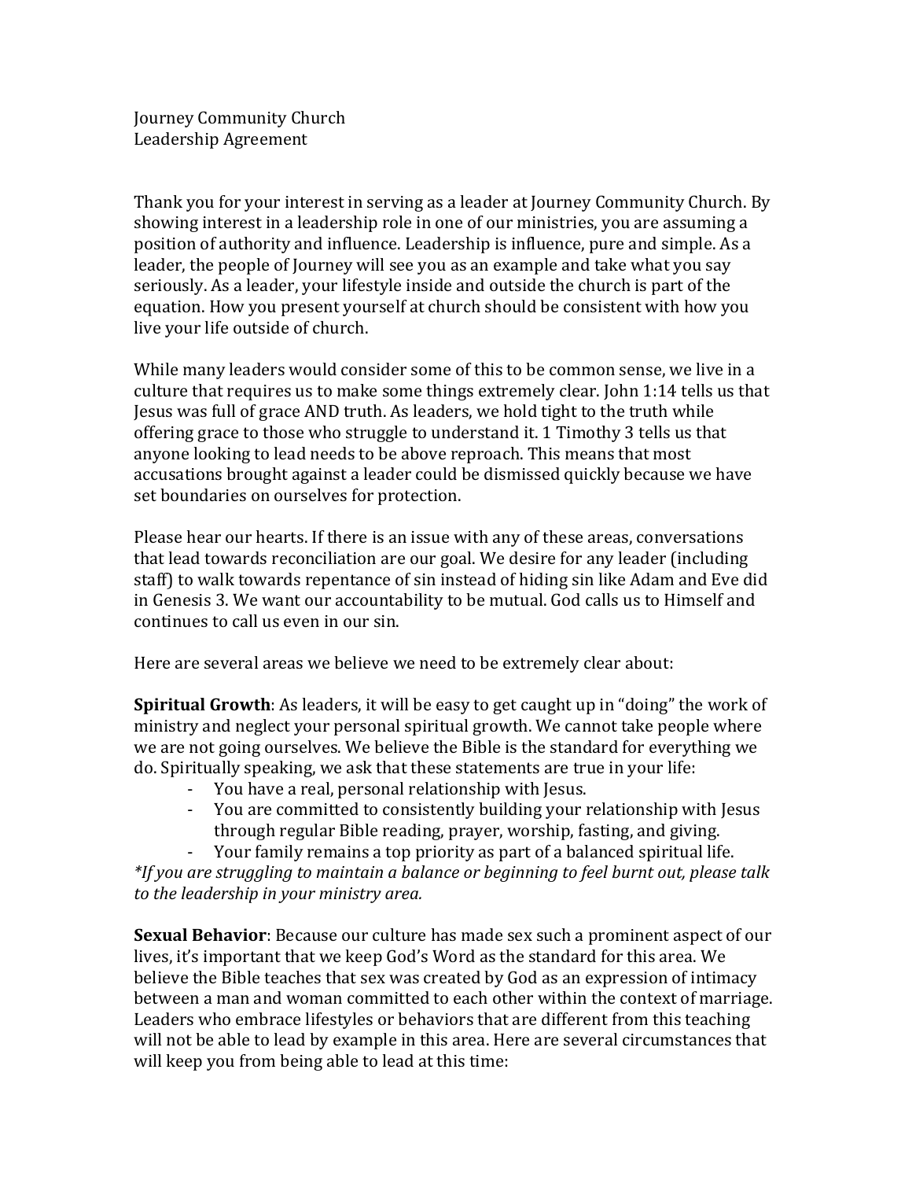Journey Community Church
Leadership Agreement

Thank you for your interest in serving as a leader at Journey Community Church. By showing interest in a leadership role in one of our ministries, you are assuming a position of authority and influence. Leadership is influence, pure and simple. As a leader, the people of Journey will see you as an example and take what you say seriously. As a leader, your lifestyle inside and outside the church is part of the equation. How you present yourself at church should be consistent with how you live your life outside of church.

While many leaders would consider some of this to be common sense, we live in a culture that requires us to make some things extremely clear. John 1:14 tells us that Jesus was full of grace AND truth. As leaders, we hold tight to the truth while offering grace to those who struggle to understand it. 1 Timothy 3 tells us that anyone looking to lead needs to be above reproach. This means that most accusations brought against a leader could be dismissed quickly because we have set boundaries on ourselves for protection.

Please hear our hearts. If there is an issue with any of these areas, conversations that lead towards reconciliation are our goal. We desire for any leader (including staff) to walk towards repentance of sin instead of hiding sin like Adam and Eve did in Genesis 3. We want our accountability to be mutual. God calls us to Himself and continues to call us even in our sin.

Here are several areas we believe we need to be extremely clear about:

**Spiritual Growth**: As leaders, it will be easy to get caught up in "doing" the work of ministry and neglect your personal spiritual growth. We cannot take people where we are not going ourselves. We believe the Bible is the standard for everything we do. Spiritually speaking, we ask that these statements are true in your life:

- You have a real, personal relationship with Jesus.
- You are committed to consistently building your relationship with Jesus through regular Bible reading, prayer, worship, fasting, and giving.
- Your family remains a top priority as part of a balanced spiritual life.

*\*If you are struggling to maintain a balance or beginning to feel burnt out, please talk to the leadership in your ministry area.*

**Sexual Behavior**: Because our culture has made sex such a prominent aspect of our lives, it's important that we keep God's Word as the standard for this area. We believe the Bible teaches that sex was created by God as an expression of intimacy between a man and woman committed to each other within the context of marriage. Leaders who embrace lifestyles or behaviors that are different from this teaching will not be able to lead by example in this area. Here are several circumstances that will keep you from being able to lead at this time: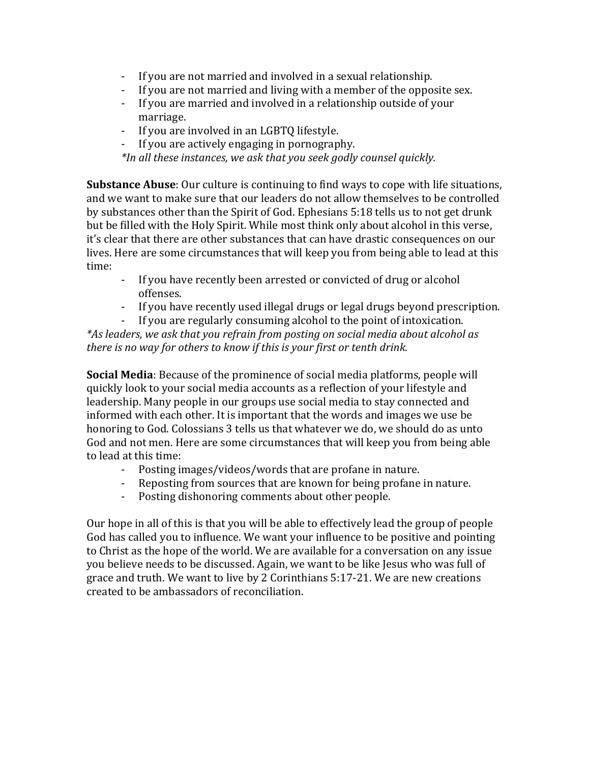- If you are not married and involved in a sexual relationship.
- If you are not married and living with a member of the opposite sex.
- If you are married and involved in a relationship outside of your marriage.
- If you are involved in an LGBTQ lifestyle.
- If you are actively engaging in pornography.

*\*In all these instances, we ask that you seek godly counsel quickly.*

**Substance Abuse**: Our culture is continuing to find ways to cope with life situations, and we want to make sure that our leaders do not allow themselves to be controlled by substances other than the Spirit of God. Ephesians 5:18 tells us to not get drunk but be filled with the Holy Spirit. While most think only about alcohol in this verse, it's clear that there are other substances that can have drastic consequences on our lives. Here are some circumstances that will keep you from being able to lead at this time:

- If you have recently been arrested or convicted of drug or alcohol offenses.
- If you have recently used illegal drugs or legal drugs beyond prescription.
- If you are regularly consuming alcohol to the point of intoxication.

*\*As leaders, we ask that you refrain from posting on social media about alcohol as there is no way for others to know if this is your first or tenth drink.*

**Social Media**: Because of the prominence of social media platforms, people will quickly look to your social media accounts as a reflection of your lifestyle and leadership. Many people in our groups use social media to stay connected and informed with each other. It is important that the words and images we use be honoring to God. Colossians 3 tells us that whatever we do, we should do as unto God and not men. Here are some circumstances that will keep you from being able to lead at this time:

- Posting images/videos/words that are profane in nature.
- Reposting from sources that are known for being profane in nature.
- Posting dishonoring comments about other people.

Our hope in all of this is that you will be able to effectively lead the group of people God has called you to influence. We want your influence to be positive and pointing to Christ as the hope of the world. We are available for a conversation on any issue you believe needs to be discussed. Again, we want to be like Jesus who was full of grace and truth. We want to live by 2 Corinthians 5:17-21. We are new creations created to be ambassadors of reconciliation.